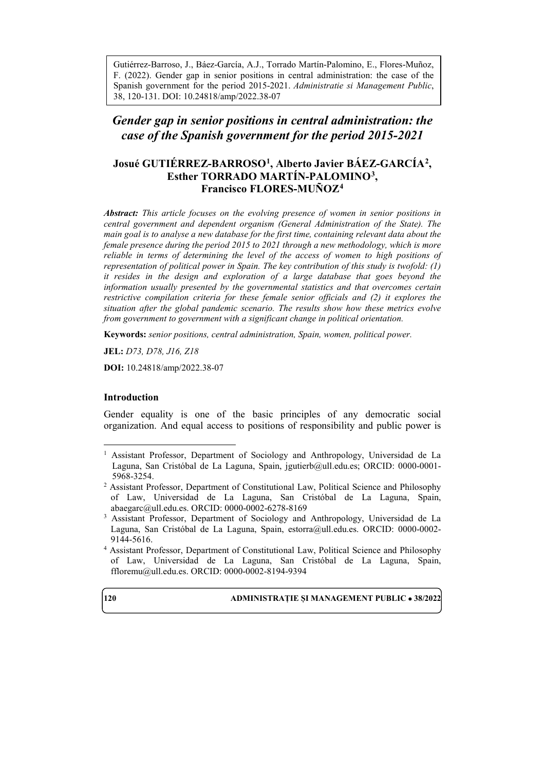Gutiérrez-Barroso, J., Báez-García, A.J., Torrado Martín-Palomino, E., Flores-Muñoz, F. (2022). Gender gap in senior positions in central administration: the case of the Spanish government for the period 2015-2021. *Administratie si Management Public*, 38, 120-131. DOI: 10.24818/amp/2022.38-07

# *Gender gap in senior positions in central administration: the case of the Spanish government for the period 2015-2021*

**Josué GUTIÉRREZ-BARROSO[1], Alberto Javier BÁEZ-GARCÍA[2], Esther TORRADO MARTÍN-PALOMINO[3], Francisco FLORES-MUÑOZ[4]**

***Abstract:*** *This article focuses on the evolving presence of women in senior positions in central government and dependent organism (General Administration of the State). The main goal is to analyse a new database for the first time, containing relevant data about the female presence during the period 2015 to 2021 through a new methodology, which is more reliable in terms of determining the level of the access of women to high positions of representation of political power in Spain. The key contribution of this study is twofold: (1) it resides in the design and exploration of a large database that goes beyond the information usually presented by the governmental statistics and that overcomes certain restrictive compilation criteria for these female senior officials and (2) it explores the situation after the global pandemic scenario. The results show how these metrics evolve from government to government with a significant change in political orientation.*

**Keywords:** *senior positions, central administration, Spain, women, political power.*

**JEL:** *D73, D78, J16, Z18*

**DOI:** 10.24818/amp/2022.38-07

## Introduction

Gender equality is one of the basic principles of any democratic social organization. And equal access to positions of responsibility and public power is

---

[1] Assistant Professor, Department of Sociology and Anthropology, Universidad de La Laguna, San Cristóbal de La Laguna, Spain, jgutierb@ull.edu.es; ORCID: 0000-0001-5968-3254.

[2] Assistant Professor, Department of Constitutional Law, Political Science and Philosophy of Law, Universidad de La Laguna, San Cristóbal de La Laguna, Spain, abaegarc@ull.edu.es. ORCID: 0000-0002-6278-8169

[3] Assistant Professor, Department of Sociology and Anthropology, Universidad de La Laguna, San Cristóbal de La Laguna, Spain, estorra@ull.edu.es. ORCID: 0000-0002-9144-5616.

[4] Assistant Professor, Department of Constitutional Law, Political Science and Philosophy of Law, Universidad de La Laguna, San Cristóbal de La Laguna, Spain, ffloremu@ull.edu.es. ORCID: 0000-0002-8194-9394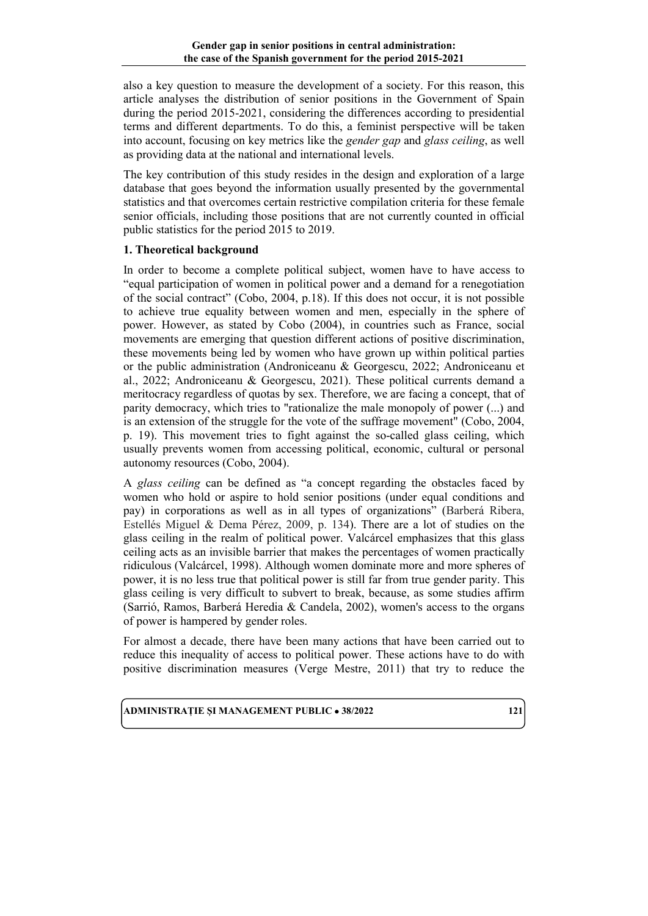also a key question to measure the development of a society. For this reason, this article analyses the distribution of senior positions in the Government of Spain during the period 2015-2021, considering the differences according to presidential terms and different departments. To do this, a feminist perspective will be taken into account, focusing on key metrics like the *gender gap* and *glass ceiling*, as well as providing data at the national and international levels.

The key contribution of this study resides in the design and exploration of a large database that goes beyond the information usually presented by the governmental statistics and that overcomes certain restrictive compilation criteria for these female senior officials, including those positions that are not currently counted in official public statistics for the period 2015 to 2019.

## 1. Theoretical background

In order to become a complete political subject, women have to have access to "equal participation of women in political power and a demand for a renegotiation of the social contract" (Cobo, 2004, p.18). If this does not occur, it is not possible to achieve true equality between women and men, especially in the sphere of power. However, as stated by Cobo (2004), in countries such as France, social movements are emerging that question different actions of positive discrimination, these movements being led by women who have grown up within political parties or the public administration (Androniceanu & Georgescu, 2022; Androniceanu et al., 2022; Androniceanu & Georgescu, 2021). These political currents demand a meritocracy regardless of quotas by sex. Therefore, we are facing a concept, that of parity democracy, which tries to "rationalize the male monopoly of power (...) and is an extension of the struggle for the vote of the suffrage movement" (Cobo, 2004, p. 19). This movement tries to fight against the so-called glass ceiling, which usually prevents women from accessing political, economic, cultural or personal autonomy resources (Cobo, 2004).

A *glass ceiling* can be defined as "a concept regarding the obstacles faced by women who hold or aspire to hold senior positions (under equal conditions and pay) in corporations as well as in all types of organizations" (Barberá Ribera, Estellés Miguel & Dema Pérez, 2009, p. 134). There are a lot of studies on the glass ceiling in the realm of political power. Valcárcel emphasizes that this glass ceiling acts as an invisible barrier that makes the percentages of women practically ridiculous (Valcárcel, 1998). Although women dominate more and more spheres of power, it is no less true that political power is still far from true gender parity. This glass ceiling is very difficult to subvert to break, because, as some studies affirm (Sarrió, Ramos, Barberá Heredia & Candela, 2002), women's access to the organs of power is hampered by gender roles.

For almost a decade, there have been many actions that have been carried out to reduce this inequality of access to political power. These actions have to do with positive discrimination measures (Verge Mestre, 2011) that try to reduce the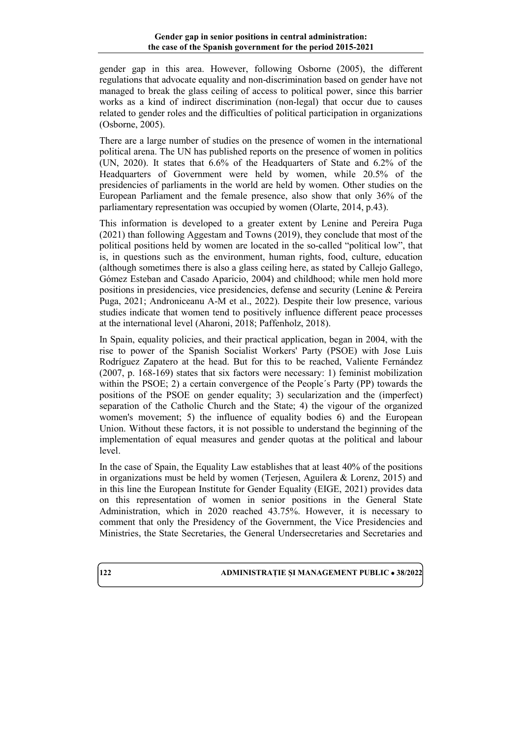gender gap in this area. However, following Osborne (2005), the different regulations that advocate equality and non-discrimination based on gender have not managed to break the glass ceiling of access to political power, since this barrier works as a kind of indirect discrimination (non-legal) that occur due to causes related to gender roles and the difficulties of political participation in organizations (Osborne, 2005).

There are a large number of studies on the presence of women in the international political arena. The UN has published reports on the presence of women in politics (UN, 2020). It states that 6.6% of the Headquarters of State and 6.2% of the Headquarters of Government were held by women, while 20.5% of the presidencies of parliaments in the world are held by women. Other studies on the European Parliament and the female presence, also show that only 36% of the parliamentary representation was occupied by women (Olarte, 2014, p.43).

This information is developed to a greater extent by Lenine and Pereira Puga (2021) than following Aggestam and Towns (2019), they conclude that most of the political positions held by women are located in the so-called "political low", that is, in questions such as the environment, human rights, food, culture, education (although sometimes there is also a glass ceiling here, as stated by Callejo Gallego, Gómez Esteban and Casado Aparicio, 2004) and childhood; while men hold more positions in presidencies, vice presidencies, defense and security (Lenine & Pereira Puga, 2021; Androniceanu A-M et al., 2022). Despite their low presence, various studies indicate that women tend to positively influence different peace processes at the international level (Aharoni, 2018; Paffenholz, 2018).

In Spain, equality policies, and their practical application, began in 2004, with the rise to power of the Spanish Socialist Workers' Party (PSOE) with Jose Luis Rodríguez Zapatero at the head. But for this to be reached, Valiente Fernández (2007, p. 168-169) states that six factors were necessary: 1) feminist mobilization within the PSOE; 2) a certain convergence of the People´s Party (PP) towards the positions of the PSOE on gender equality; 3) secularization and the (imperfect) separation of the Catholic Church and the State; 4) the vigour of the organized women's movement; 5) the influence of equality bodies 6) and the European Union. Without these factors, it is not possible to understand the beginning of the implementation of equal measures and gender quotas at the political and labour level.

In the case of Spain, the Equality Law establishes that at least 40% of the positions in organizations must be held by women (Terjesen, Aguilera & Lorenz, 2015) and in this line the European Institute for Gender Equality (EIGE, 2021) provides data on this representation of women in senior positions in the General State Administration, which in 2020 reached 43.75%. However, it is necessary to comment that only the Presidency of the Government, the Vice Presidencies and Ministries, the State Secretaries, the General Undersecretaries and Secretaries and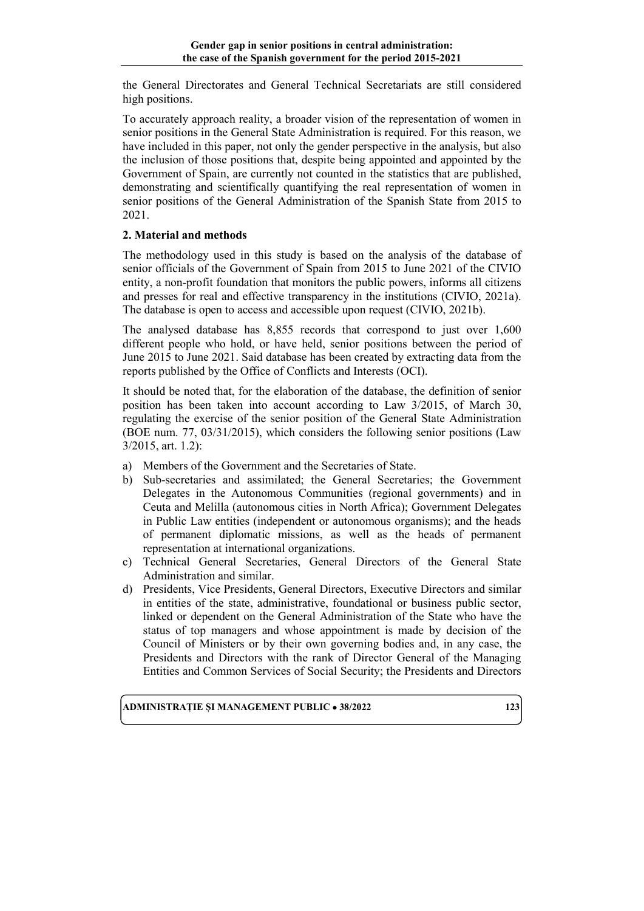the General Directorates and General Technical Secretariats are still considered high positions.

To accurately approach reality, a broader vision of the representation of women in senior positions in the General State Administration is required. For this reason, we have included in this paper, not only the gender perspective in the analysis, but also the inclusion of those positions that, despite being appointed and appointed by the Government of Spain, are currently not counted in the statistics that are published, demonstrating and scientifically quantifying the real representation of women in senior positions of the General Administration of the Spanish State from 2015 to 2021.

## 2. Material and methods

The methodology used in this study is based on the analysis of the database of senior officials of the Government of Spain from 2015 to June 2021 of the CIVIO entity, a non-profit foundation that monitors the public powers, informs all citizens and presses for real and effective transparency in the institutions (CIVIO, 2021a). The database is open to access and accessible upon request (CIVIO, 2021b).

The analysed database has 8,855 records that correspond to just over 1,600 different people who hold, or have held, senior positions between the period of June 2015 to June 2021. Said database has been created by extracting data from the reports published by the Office of Conflicts and Interests (OCI).

It should be noted that, for the elaboration of the database, the definition of senior position has been taken into account according to Law 3/2015, of March 30, regulating the exercise of the senior position of the General State Administration (BOE num. 77, 03/31/2015), which considers the following senior positions (Law 3/2015, art. 1.2):

a) Members of the Government and the Secretaries of State.
b) Sub-secretaries and assimilated; the General Secretaries; the Government Delegates in the Autonomous Communities (regional governments) and in Ceuta and Melilla (autonomous cities in North Africa); Government Delegates in Public Law entities (independent or autonomous organisms); and the heads of permanent diplomatic missions, as well as the heads of permanent representation at international organizations.
c) Technical General Secretaries, General Directors of the General State Administration and similar.
d) Presidents, Vice Presidents, General Directors, Executive Directors and similar in entities of the state, administrative, foundational or business public sector, linked or dependent on the General Administration of the State who have the status of top managers and whose appointment is made by decision of the Council of Ministers or by their own governing bodies and, in any case, the Presidents and Directors with the rank of Director General of the Managing Entities and Common Services of Social Security; the Presidents and Directors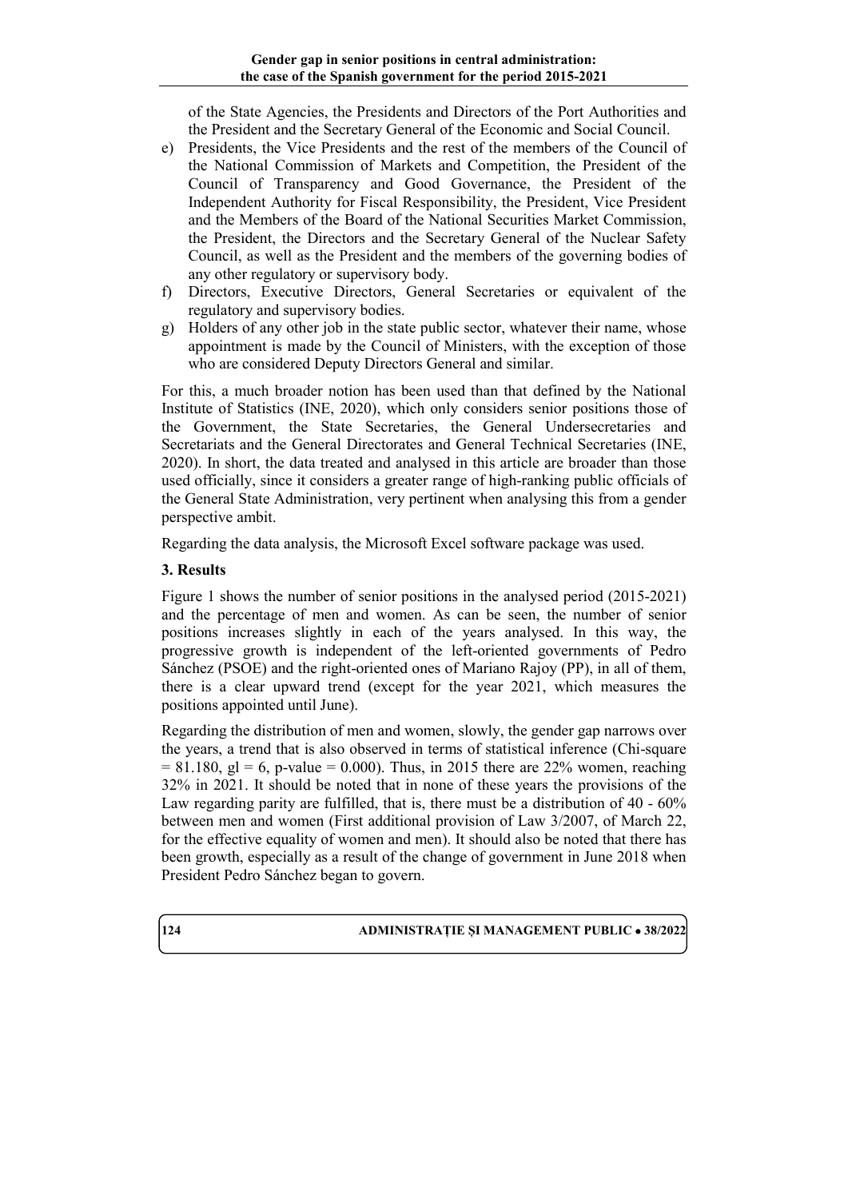of the State Agencies, the Presidents and Directors of the Port Authorities and the President and the Secretary General of the Economic and Social Council.

e) Presidents, the Vice Presidents and the rest of the members of the Council of the National Commission of Markets and Competition, the President of the Council of Transparency and Good Governance, the President of the Independent Authority for Fiscal Responsibility, the President, Vice President and the Members of the Board of the National Securities Market Commission, the President, the Directors and the Secretary General of the Nuclear Safety Council, as well as the President and the members of the governing bodies of any other regulatory or supervisory body.
f) Directors, Executive Directors, General Secretaries or equivalent of the regulatory and supervisory bodies.
g) Holders of any other job in the state public sector, whatever their name, whose appointment is made by the Council of Ministers, with the exception of those who are considered Deputy Directors General and similar.

For this, a much broader notion has been used than that defined by the National Institute of Statistics (INE, 2020), which only considers senior positions those of the Government, the State Secretaries, the General Undersecretaries and Secretariats and the General Directorates and General Technical Secretaries (INE, 2020). In short, the data treated and analysed in this article are broader than those used officially, since it considers a greater range of high-ranking public officials of the General State Administration, very pertinent when analysing this from a gender perspective ambit.

Regarding the data analysis, the Microsoft Excel software package was used.

## 3. Results

Figure 1 shows the number of senior positions in the analysed period (2015-2021) and the percentage of men and women. As can be seen, the number of senior positions increases slightly in each of the years analysed. In this way, the progressive growth is independent of the left-oriented governments of Pedro Sánchez (PSOE) and the right-oriented ones of Mariano Rajoy (PP), in all of them, there is a clear upward trend (except for the year 2021, which measures the positions appointed until June).

Regarding the distribution of men and women, slowly, the gender gap narrows over the years, a trend that is also observed in terms of statistical inference (Chi-square = 81.180, gl = 6, p-value = 0.000). Thus, in 2015 there are 22% women, reaching 32% in 2021. It should be noted that in none of these years the provisions of the Law regarding parity are fulfilled, that is, there must be a distribution of 40 - 60% between men and women (First additional provision of Law 3/2007, of March 22, for the effective equality of women and men). It should also be noted that there has been growth, especially as a result of the change of government in June 2018 when President Pedro Sánchez began to govern.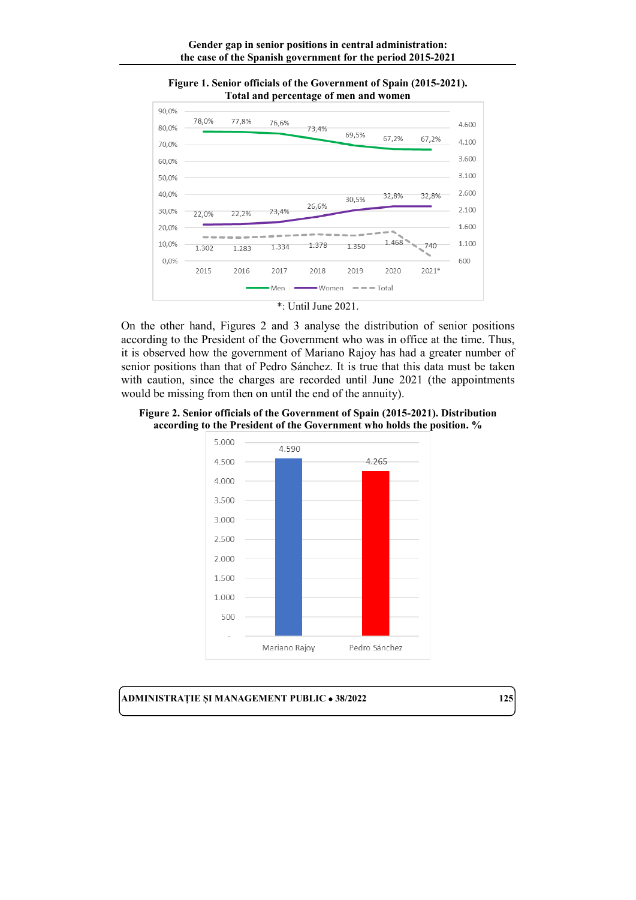**Figure 1. Senior officials of the Government of Spain (2015-2021). Total and percentage of men and women**

*: Until June 2021.

On the other hand, Figures 2 and 3 analyse the distribution of senior positions according to the President of the Government who was in office at the time. Thus, it is observed how the government of Mariano Rajoy has had a greater number of senior positions than that of Pedro Sánchez. It is true that this data must be taken with caution, since the charges are recorded until June 2021 (the appointments would be missing from then on until the end of the annuity).

**Figure 2. Senior officials of the Government of Spain (2015-2021). Distribution according to the President of the Government who holds the position. %**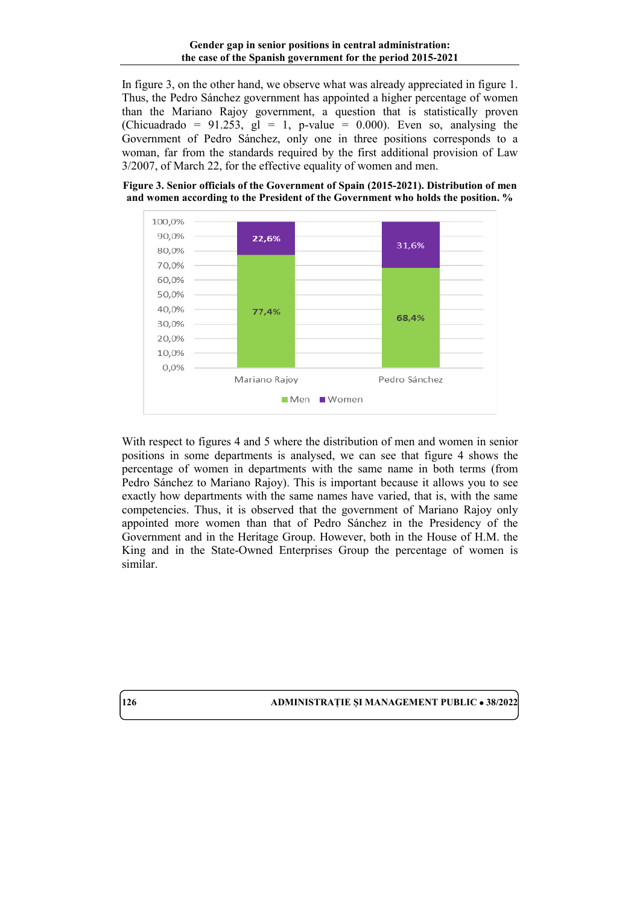In figure 3, on the other hand, we observe what was already appreciated in figure 1. Thus, the Pedro Sánchez government has appointed a higher percentage of women than the Mariano Rajoy government, a question that is statistically proven (Chicuadrado = 91.253, gl = 1, p-value = 0.000). Even so, analysing the Government of Pedro Sánchez, only one in three positions corresponds to a woman, far from the standards required by the first additional provision of Law 3/2007, of March 22, for the effective equality of women and men.

**Figure 3. Senior officials of the Government of Spain (2015-2021). Distribution of men and women according to the President of the Government who holds the position. %**

| | Men | Women |
|---|---|---|
| Mariano Rajoy | 77,4% | 22,6% |
| Pedro Sánchez | 68,4% | 31,6% |

With respect to figures 4 and 5 where the distribution of men and women in senior positions in some departments is analysed, we can see that figure 4 shows the percentage of women in departments with the same name in both terms (from Pedro Sánchez to Mariano Rajoy). This is important because it allows you to see exactly how departments with the same names have varied, that is, with the same competencies. Thus, it is observed that the government of Mariano Rajoy only appointed more women than that of Pedro Sánchez in the Presidency of the Government and in the Heritage Group. However, both in the House of H.M. the King and in the State-Owned Enterprises Group the percentage of women is similar.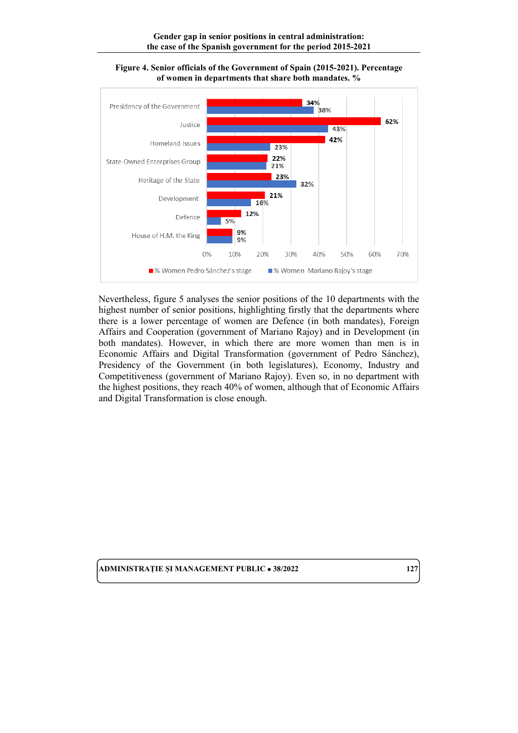**Figure 4. Senior officials of the Government of Spain (2015-2021). Percentage of women in departments that share both mandates. %**

| Department | % Women Pedro Sánchez's stage | % Women Mariano Rajoy's stage |
|---|---|---|
| Presidency of the Government | 34% | 38% |
| Justice | 62% | 43% |
| Homeland Issues | 42% | 23% |
| State-Owned Enterprises Group | 22% | 21% |
| Heritage of the State | 23% | 32% |
| Development | 21% | 16% |
| Defence | 12% | 5% |
| House of H.M. the King | 9% | 9% |

Nevertheless, figure 5 analyses the senior positions of the 10 departments with the highest number of senior positions, highlighting firstly that the departments where there is a lower percentage of women are Defence (in both mandates), Foreign Affairs and Cooperation (government of Mariano Rajoy) and in Development (in both mandates). However, in which there are more women than men is in Economic Affairs and Digital Transformation (government of Pedro Sánchez), Presidency of the Government (in both legislatures), Economy, Industry and Competitiveness (government of Mariano Rajoy). Even so, in no department with the highest positions, they reach 40% of women, although that of Economic Affairs and Digital Transformation is close enough.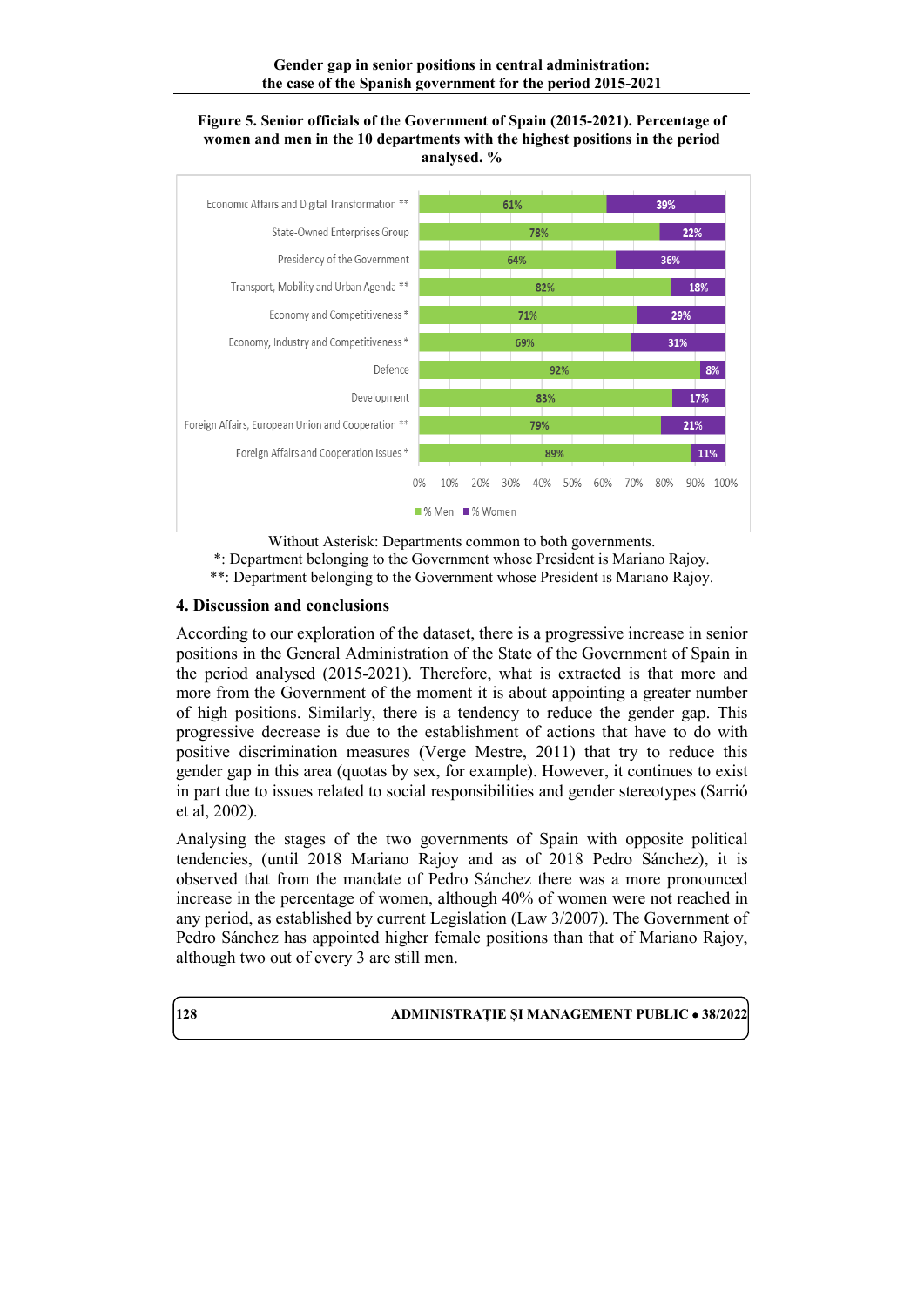**Figure 5. Senior officials of the Government of Spain (2015-2021). Percentage of women and men in the 10 departments with the highest positions in the period analysed. %**

| Department | % Men | % Women |
|---|---|---|
| Economic Affairs and Digital Transformation ** | 61% | 39% |
| State-Owned Enterprises Group | 78% | 22% |
| Presidency of the Government | 64% | 36% |
| Transport, Mobility and Urban Agenda ** | 82% | 18% |
| Economy and Competitiveness * | 71% | 29% |
| Economy, Industry and Competitiveness * | 69% | 31% |
| Defence | 92% | 8% |
| Development | 83% | 17% |
| Foreign Affairs, European Union and Cooperation ** | 79% | 21% |
| Foreign Affairs and Cooperation Issues * | 89% | 11% |

Without Asterisk: Departments common to both governments.
*: Department belonging to the Government whose President is Mariano Rajoy.
**: Department belonging to the Government whose President is Mariano Rajoy.

## 4. Discussion and conclusions

According to our exploration of the dataset, there is a progressive increase in senior positions in the General Administration of the State of the Government of Spain in the period analysed (2015-2021). Therefore, what is extracted is that more and more from the Government of the moment it is about appointing a greater number of high positions. Similarly, there is a tendency to reduce the gender gap. This progressive decrease is due to the establishment of actions that have to do with positive discrimination measures (Verge Mestre, 2011) that try to reduce this gender gap in this area (quotas by sex, for example). However, it continues to exist in part due to issues related to social responsibilities and gender stereotypes (Sarrió et al, 2002).

Analysing the stages of the two governments of Spain with opposite political tendencies, (until 2018 Mariano Rajoy and as of 2018 Pedro Sánchez), it is observed that from the mandate of Pedro Sánchez there was a more pronounced increase in the percentage of women, although 40% of women were not reached in any period, as established by current Legislation (Law 3/2007). The Government of Pedro Sánchez has appointed higher female positions than that of Mariano Rajoy, although two out of every 3 are still men.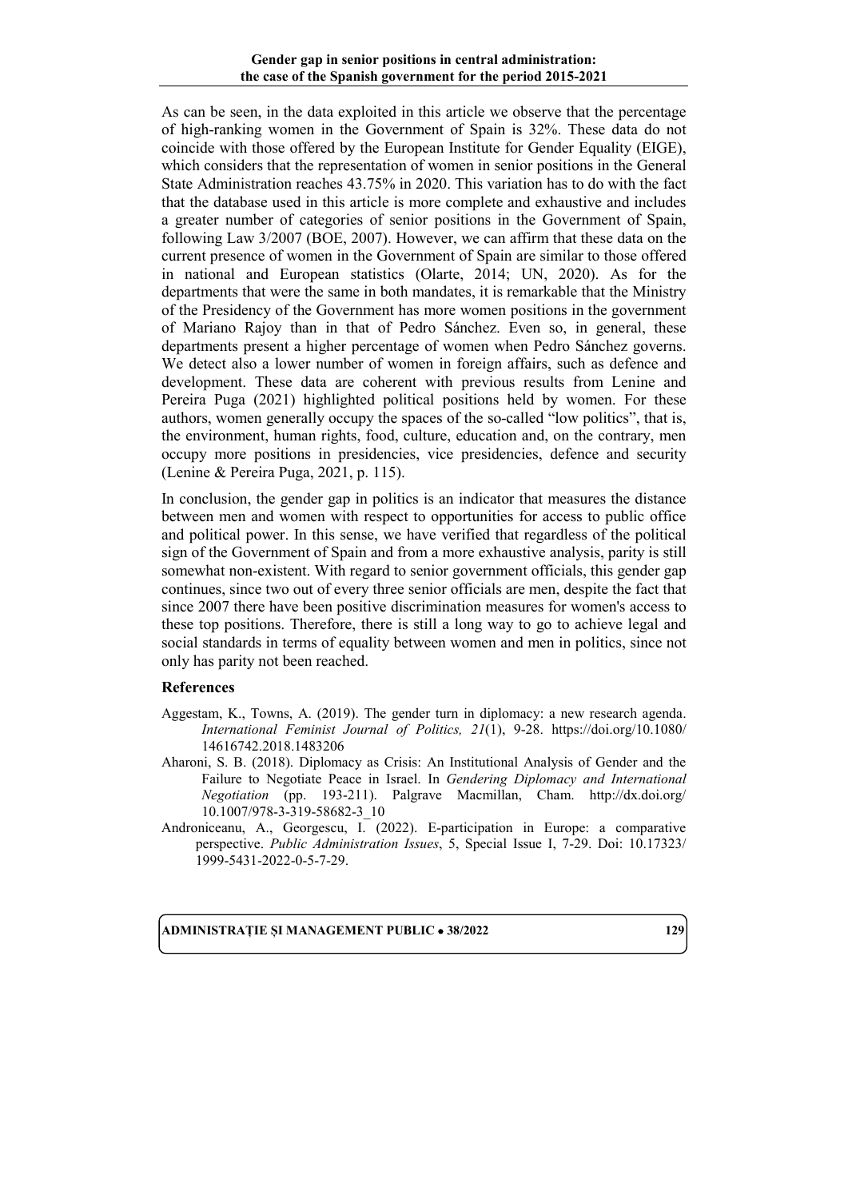As can be seen, in the data exploited in this article we observe that the percentage of high-ranking women in the Government of Spain is 32%. These data do not coincide with those offered by the European Institute for Gender Equality (EIGE), which considers that the representation of women in senior positions in the General State Administration reaches 43.75% in 2020. This variation has to do with the fact that the database used in this article is more complete and exhaustive and includes a greater number of categories of senior positions in the Government of Spain, following Law 3/2007 (BOE, 2007). However, we can affirm that these data on the current presence of women in the Government of Spain are similar to those offered in national and European statistics (Olarte, 2014; UN, 2020). As for the departments that were the same in both mandates, it is remarkable that the Ministry of the Presidency of the Government has more women positions in the government of Mariano Rajoy than in that of Pedro Sánchez. Even so, in general, these departments present a higher percentage of women when Pedro Sánchez governs. We detect also a lower number of women in foreign affairs, such as defence and development. These data are coherent with previous results from Lenine and Pereira Puga (2021) highlighted political positions held by women. For these authors, women generally occupy the spaces of the so-called "low politics", that is, the environment, human rights, food, culture, education and, on the contrary, men occupy more positions in presidencies, vice presidencies, defence and security (Lenine & Pereira Puga, 2021, p. 115).

In conclusion, the gender gap in politics is an indicator that measures the distance between men and women with respect to opportunities for access to public office and political power. In this sense, we have verified that regardless of the political sign of the Government of Spain and from a more exhaustive analysis, parity is still somewhat non-existent. With regard to senior government officials, this gender gap continues, since two out of every three senior officials are men, despite the fact that since 2007 there have been positive discrimination measures for women's access to these top positions. Therefore, there is still a long way to go to achieve legal and social standards in terms of equality between women and men in politics, since not only has parity not been reached.

## References

- Aggestam, K., Towns, A. (2019). The gender turn in diplomacy: a new research agenda. *International Feminist Journal of Politics, 21*(1), 9-28. https://doi.org/10.1080/14616742.2018.1483206
- Aharoni, S. B. (2018). Diplomacy as Crisis: An Institutional Analysis of Gender and the Failure to Negotiate Peace in Israel. In *Gendering Diplomacy and International Negotiation* (pp. 193-211). Palgrave Macmillan, Cham. http://dx.doi.org/10.1007/978-3-319-58682-3_10
- Androniceanu, A., Georgescu, I. (2022). E-participation in Europe: a comparative perspective. *Public Administration Issues*, 5, Special Issue I, 7-29. Doi: 10.17323/1999-5431-2022-0-5-7-29.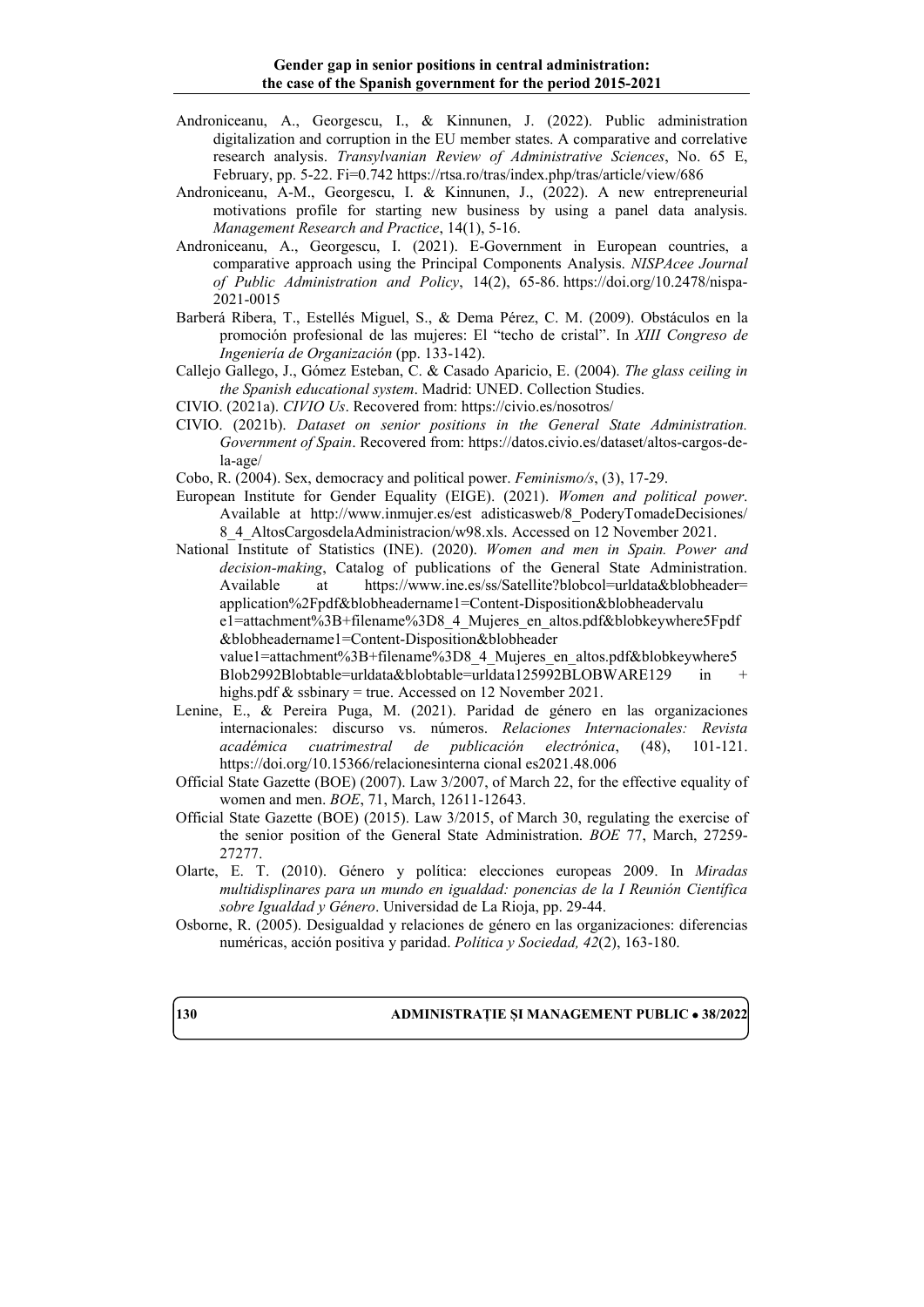Androniceanu, A., Georgescu, I., & Kinnunen, J. (2022). Public administration digitalization and corruption in the EU member states. A comparative and correlative research analysis. *Transylvanian Review of Administrative Sciences*, No. 65 E, February, pp. 5-22. Fi=0.742 https://rtsa.ro/tras/index.php/tras/article/view/686

Androniceanu, A-M., Georgescu, I. & Kinnunen, J., (2022). A new entrepreneurial motivations profile for starting new business by using a panel data analysis. *Management Research and Practice*, 14(1), 5-16.

Androniceanu, A., Georgescu, I. (2021). E-Government in European countries, a comparative approach using the Principal Components Analysis. *NISPAcee Journal of Public Administration and Policy*, 14(2), 65-86. https://doi.org/10.2478/nispa-2021-0015

Barberá Ribera, T., Estellés Miguel, S., & Dema Pérez, C. M. (2009). Obstáculos en la promoción profesional de las mujeres: El "techo de cristal". In *XIII Congreso de Ingeniería de Organización* (pp. 133-142).

Callejo Gallego, J., Gómez Esteban, C. & Casado Aparicio, E. (2004). *The glass ceiling in the Spanish educational system*. Madrid: UNED. Collection Studies.

CIVIO. (2021a). *CIVIO Us*. Recovered from: https://civio.es/nosotros/

CIVIO. (2021b). *Dataset on senior positions in the General State Administration. Government of Spain*. Recovered from: https://datos.civio.es/dataset/altos-cargos-de-la-age/

Cobo, R. (2004). Sex, democracy and political power. *Feminismo/s*, (3), 17-29.

European Institute for Gender Equality (EIGE). (2021). *Women and political power*. Available at http://www.inmujer.es/est adisticasweb/8_PoderyTomadeDecisiones/8_4_AltosCargosdelaAdministracion/w98.xls. Accessed on 12 November 2021.

National Institute of Statistics (INE). (2020). *Women and men in Spain. Power and decision-making*, Catalog of publications of the General State Administration. Available at https://www.ine.es/ss/Satellite?blobcol=urldata&blobheader=application%2Fpdf&blobheadername1=Content-Disposition&blobheadervalue1=attachment%3B+filename%3D8_4_Mujeres_en_altos.pdf&blobkeywhere5Fpdf&blobheadername1=Content-Disposition&blobheader value1=attachment%3B+filename%3D8_4_Mujeres_en_altos.pdf&blobkeywhere5Blob2992Blobtable=urldata&blobtable=urldata125992BLOBWARE129 in + highs.pdf & ssbinary = true. Accessed on 12 November 2021.

Lenine, E., & Pereira Puga, M. (2021). Paridad de género en las organizaciones internacionales: discurso vs. números. *Relaciones Internacionales: Revista académica cuatrimestral de publicación electrónica*, (48), 101-121. https://doi.org/10.15366/relacionesinterna cional es2021.48.006

Official State Gazette (BOE) (2007). Law 3/2007, of March 22, for the effective equality of women and men. *BOE*, 71, March, 12611-12643.

Official State Gazette (BOE) (2015). Law 3/2015, of March 30, regulating the exercise of the senior position of the General State Administration. *BOE* 77, March, 27259-27277.

Olarte, E. T. (2010). Género y política: elecciones europeas 2009. In *Miradas multidisplinares para un mundo en igualdad: ponencias de la I Reunión Científica sobre Igualdad y Género*. Universidad de La Rioja, pp. 29-44.

Osborne, R. (2005). Desigualdad y relaciones de género en las organizaciones: diferencias numéricas, acción positiva y paridad. *Política y Sociedad, 42*(2), 163-180.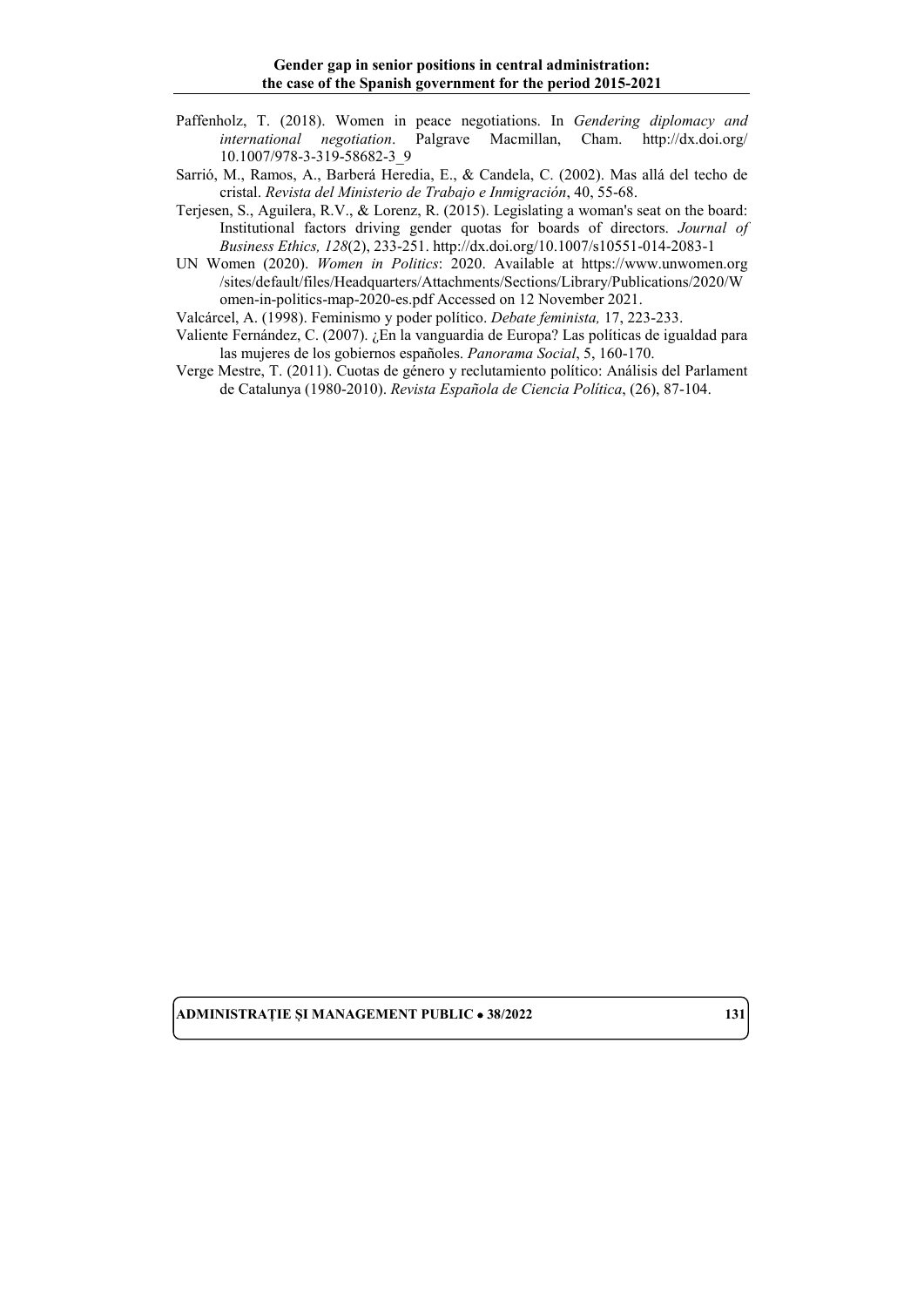Paffenholz, T. (2018). Women in peace negotiations. In *Gendering diplomacy and international negotiation*. Palgrave Macmillan, Cham. http://dx.doi.org/10.1007/978-3-319-58682-3_9

Sarrió, M., Ramos, A., Barberá Heredia, E., & Candela, C. (2002). Mas allá del techo de cristal. *Revista del Ministerio de Trabajo e Inmigración*, 40, 55-68.

Terjesen, S., Aguilera, R.V., & Lorenz, R. (2015). Legislating a woman's seat on the board: Institutional factors driving gender quotas for boards of directors. *Journal of Business Ethics, 128*(2), 233-251. http://dx.doi.org/10.1007/s10551-014-2083-1

UN Women (2020). *Women in Politics*: 2020. Available at https://www.unwomen.org/sites/default/files/Headquarters/Attachments/Sections/Library/Publications/2020/Women-in-politics-map-2020-es.pdf Accessed on 12 November 2021.

Valcárcel, A. (1998). Feminismo y poder político. *Debate feminista,* 17, 223-233.

Valiente Fernández, C. (2007). ¿En la vanguardia de Europa? Las políticas de igualdad para las mujeres de los gobiernos españoles. *Panorama Social*, 5, 160-170.

Verge Mestre, T. (2011). Cuotas de género y reclutamiento político: Análisis del Parlament de Catalunya (1980-2010). *Revista Española de Ciencia Política*, (26), 87-104.